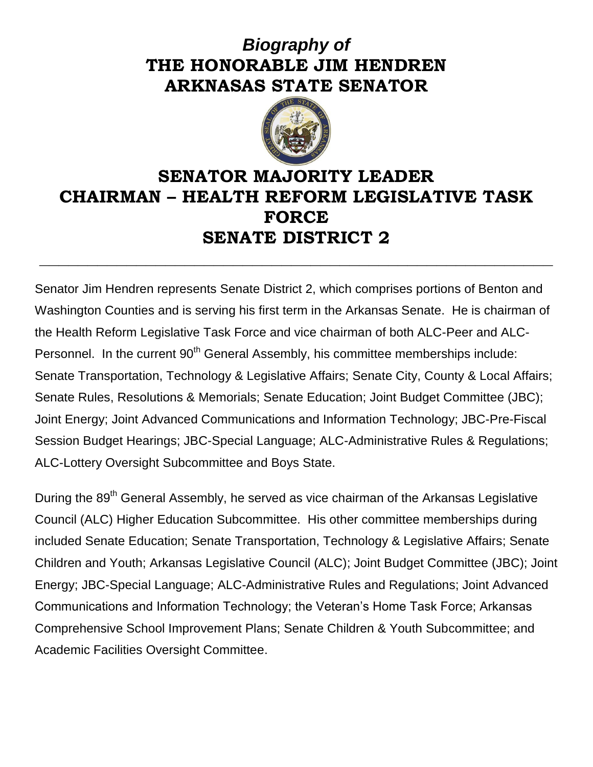# *Biography of*
# THE HONORABLE JIM HENDREN
# ARKNASAS STATE SENATOR

## SENATOR MAJORITY LEADER
## CHAIRMAN – HEALTH REFORM LEGISLATIVE TASK FORCE
## SENATE DISTRICT 2

---

Senator Jim Hendren represents Senate District 2, which comprises portions of Benton and Washington Counties and is serving his first term in the Arkansas Senate. He is chairman of the Health Reform Legislative Task Force and vice chairman of both ALC-Peer and ALC-Personnel. In the current 90th General Assembly, his committee memberships include: Senate Transportation, Technology & Legislative Affairs; Senate City, County & Local Affairs; Senate Rules, Resolutions & Memorials; Senate Education; Joint Budget Committee (JBC); Joint Energy; Joint Advanced Communications and Information Technology; JBC-Pre-Fiscal Session Budget Hearings; JBC-Special Language; ALC-Administrative Rules & Regulations; ALC-Lottery Oversight Subcommittee and Boys State.

During the 89th General Assembly, he served as vice chairman of the Arkansas Legislative Council (ALC) Higher Education Subcommittee. His other committee memberships during included Senate Education; Senate Transportation, Technology & Legislative Affairs; Senate Children and Youth; Arkansas Legislative Council (ALC); Joint Budget Committee (JBC); Joint Energy; JBC-Special Language; ALC-Administrative Rules and Regulations; Joint Advanced Communications and Information Technology; the Veteran's Home Task Force; Arkansas Comprehensive School Improvement Plans; Senate Children & Youth Subcommittee; and Academic Facilities Oversight Committee.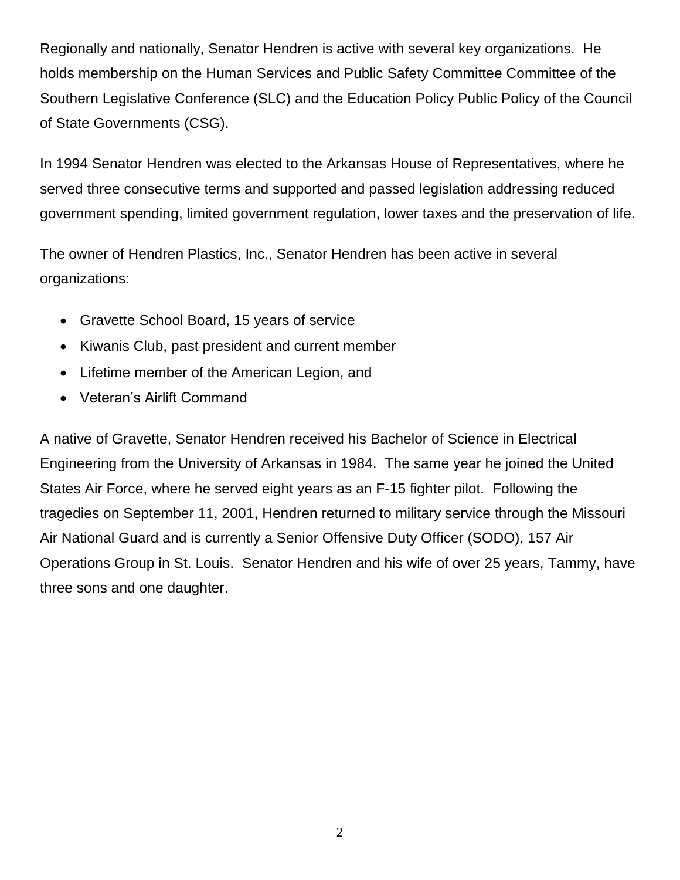Regionally and nationally, Senator Hendren is active with several key organizations. He holds membership on the Human Services and Public Safety Committee Committee of the Southern Legislative Conference (SLC) and the Education Policy Public Policy of the Council of State Governments (CSG).

In 1994 Senator Hendren was elected to the Arkansas House of Representatives, where he served three consecutive terms and supported and passed legislation addressing reduced government spending, limited government regulation, lower taxes and the preservation of life.

The owner of Hendren Plastics, Inc., Senator Hendren has been active in several organizations:

- Gravette School Board, 15 years of service
- Kiwanis Club, past president and current member
- Lifetime member of the American Legion, and
- Veteran's Airlift Command

A native of Gravette, Senator Hendren received his Bachelor of Science in Electrical Engineering from the University of Arkansas in 1984. The same year he joined the United States Air Force, where he served eight years as an F-15 fighter pilot. Following the tragedies on September 11, 2001, Hendren returned to military service through the Missouri Air National Guard and is currently a Senior Offensive Duty Officer (SODO), 157 Air Operations Group in St. Louis. Senator Hendren and his wife of over 25 years, Tammy, have three sons and one daughter.